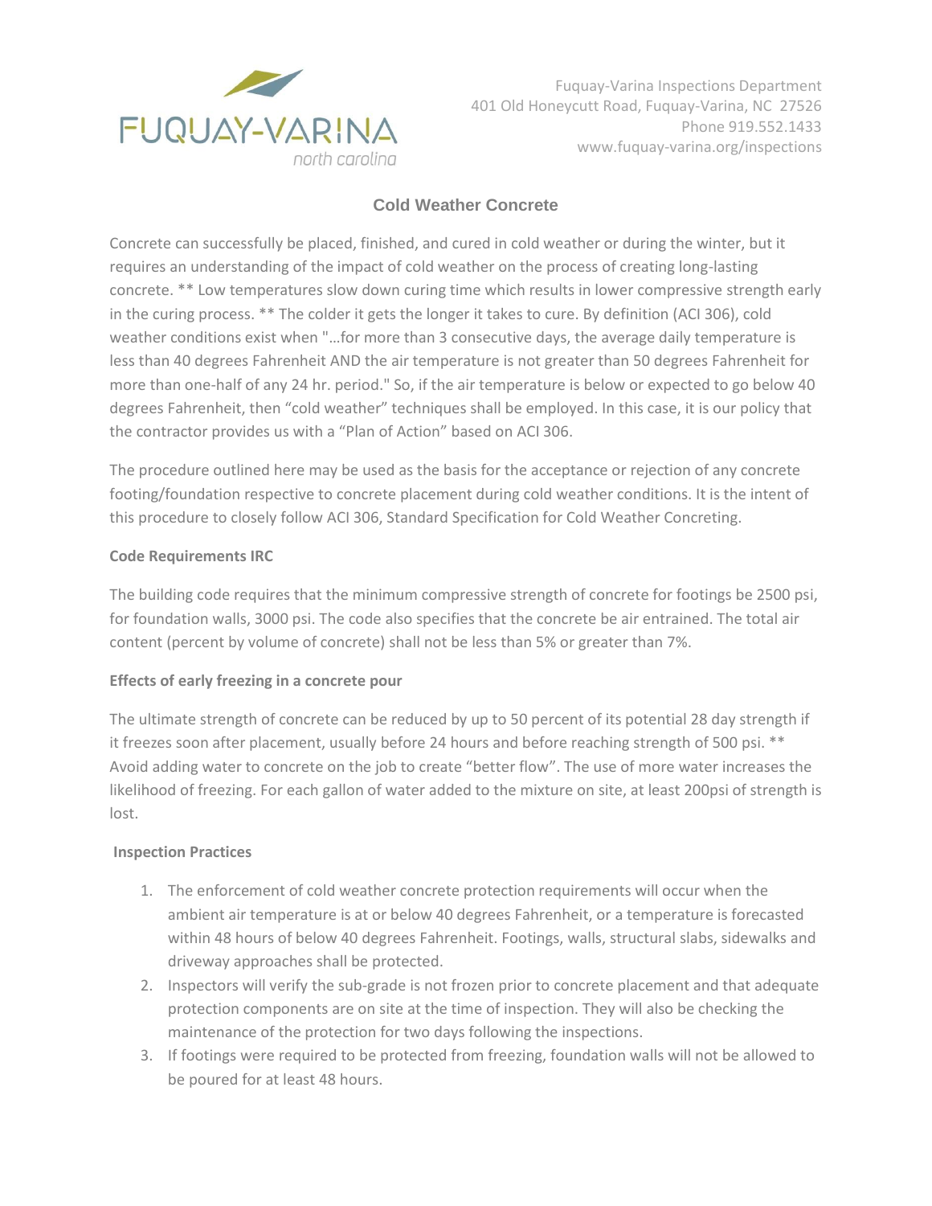Fuquay-Varina Inspections Department
401 Old Honeycutt Road, Fuquay-Varina, NC 27526
Phone 919.552.1433
www.fuquay-varina.org/inspections

# Cold Weather Concrete

Concrete can successfully be placed, finished, and cured in cold weather or during the winter, but it requires an understanding of the impact of cold weather on the process of creating long-lasting concrete. ** Low temperatures slow down curing time which results in lower compressive strength early in the curing process. ** The colder it gets the longer it takes to cure. By definition (ACI 306), cold weather conditions exist when "…for more than 3 consecutive days, the average daily temperature is less than 40 degrees Fahrenheit AND the air temperature is not greater than 50 degrees Fahrenheit for more than one-half of any 24 hr. period." So, if the air temperature is below or expected to go below 40 degrees Fahrenheit, then "cold weather" techniques shall be employed. In this case, it is our policy that the contractor provides us with a "Plan of Action" based on ACI 306.

The procedure outlined here may be used as the basis for the acceptance or rejection of any concrete footing/foundation respective to concrete placement during cold weather conditions. It is the intent of this procedure to closely follow ACI 306, Standard Specification for Cold Weather Concreting.

**Code Requirements IRC**

The building code requires that the minimum compressive strength of concrete for footings be 2500 psi, for foundation walls, 3000 psi. The code also specifies that the concrete be air entrained. The total air content (percent by volume of concrete) shall not be less than 5% or greater than 7%.

**Effects of early freezing in a concrete pour**

The ultimate strength of concrete can be reduced by up to 50 percent of its potential 28 day strength if it freezes soon after placement, usually before 24 hours and before reaching strength of 500 psi. ** Avoid adding water to concrete on the job to create "better flow". The use of more water increases the likelihood of freezing. For each gallon of water added to the mixture on site, at least 200psi of strength is lost.

**Inspection Practices**

1. The enforcement of cold weather concrete protection requirements will occur when the ambient air temperature is at or below 40 degrees Fahrenheit, or a temperature is forecasted within 48 hours of below 40 degrees Fahrenheit. Footings, walls, structural slabs, sidewalks and driveway approaches shall be protected.
2. Inspectors will verify the sub-grade is not frozen prior to concrete placement and that adequate protection components are on site at the time of inspection. They will also be checking the maintenance of the protection for two days following the inspections.
3. If footings were required to be protected from freezing, foundation walls will not be allowed to be poured for at least 48 hours.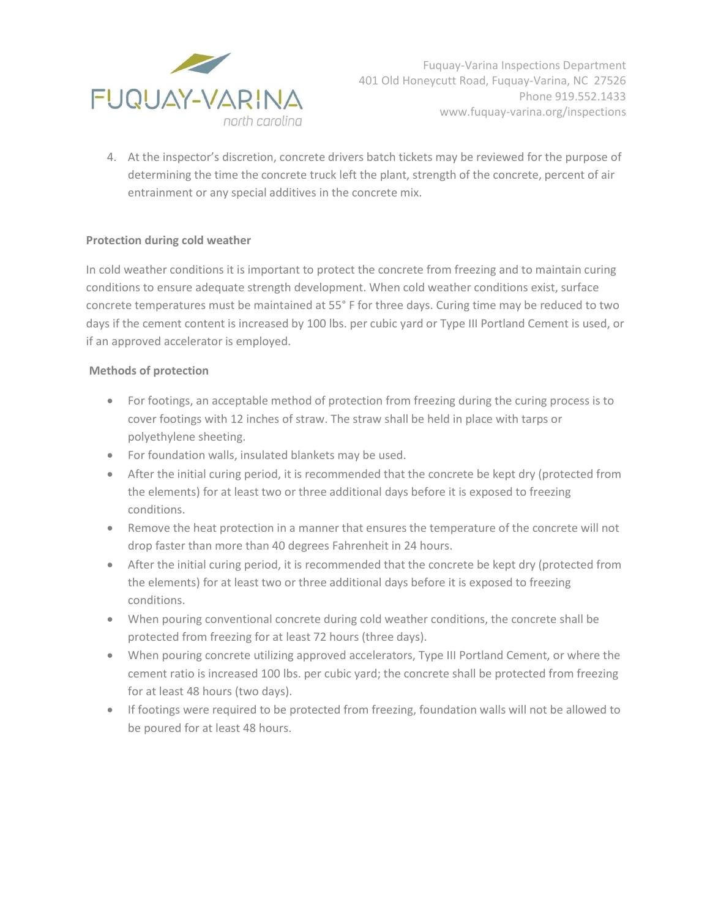4. At the inspector's discretion, concrete drivers batch tickets may be reviewed for the purpose of determining the time the concrete truck left the plant, strength of the concrete, percent of air entrainment or any special additives in the concrete mix.

**Protection during cold weather**

In cold weather conditions it is important to protect the concrete from freezing and to maintain curing conditions to ensure adequate strength development. When cold weather conditions exist, surface concrete temperatures must be maintained at 55° F for three days. Curing time may be reduced to two days if the cement content is increased by 100 lbs. per cubic yard or Type III Portland Cement is used, or if an approved accelerator is employed.

**Methods of protection**

- For footings, an acceptable method of protection from freezing during the curing process is to cover footings with 12 inches of straw. The straw shall be held in place with tarps or polyethylene sheeting.
- For foundation walls, insulated blankets may be used.
- After the initial curing period, it is recommended that the concrete be kept dry (protected from the elements) for at least two or three additional days before it is exposed to freezing conditions.
- Remove the heat protection in a manner that ensures the temperature of the concrete will not drop faster than more than 40 degrees Fahrenheit in 24 hours.
- After the initial curing period, it is recommended that the concrete be kept dry (protected from the elements) for at least two or three additional days before it is exposed to freezing conditions.
- When pouring conventional concrete during cold weather conditions, the concrete shall be protected from freezing for at least 72 hours (three days).
- When pouring concrete utilizing approved accelerators, Type III Portland Cement, or where the cement ratio is increased 100 lbs. per cubic yard; the concrete shall be protected from freezing for at least 48 hours (two days).
- If footings were required to be protected from freezing, foundation walls will not be allowed to be poured for at least 48 hours.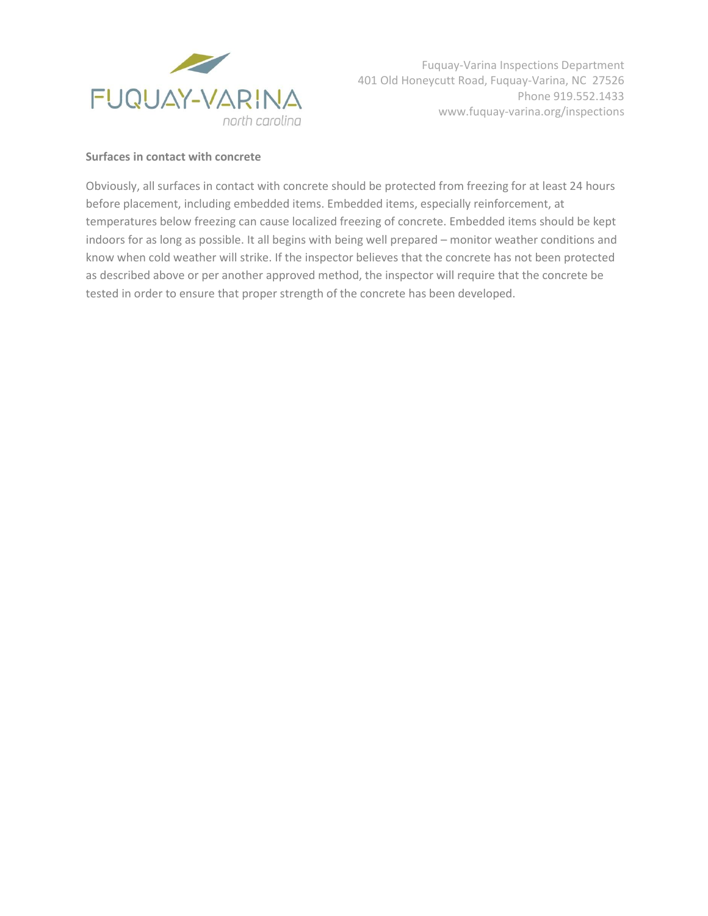**Surfaces in contact with concrete**

Obviously, all surfaces in contact with concrete should be protected from freezing for at least 24 hours before placement, including embedded items. Embedded items, especially reinforcement, at temperatures below freezing can cause localized freezing of concrete. Embedded items should be kept indoors for as long as possible. It all begins with being well prepared – monitor weather conditions and know when cold weather will strike. If the inspector believes that the concrete has not been protected as described above or per another approved method, the inspector will require that the concrete be tested in order to ensure that proper strength of the concrete has been developed.